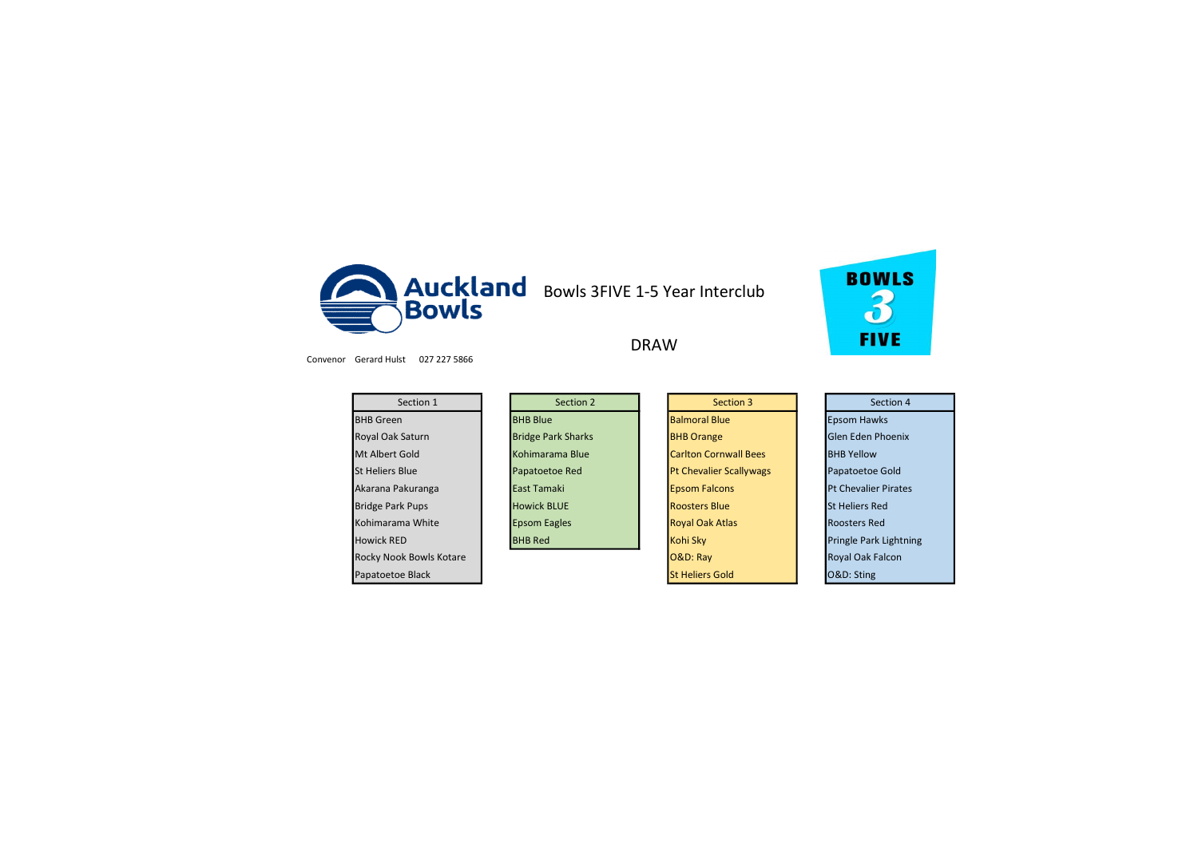Auckland Bowls

# Bowls 3FIVE 1-5 Year Interclub

BOWLS 3 FIVE

## DRAW

Convenor Gerard Hulst 027 227 5866

| Section 1 | Section 2 | Section 3 | Section 4 |
|---|---|---|---|
| BHB Green | BHB Blue | Balmoral Blue | Epsom Hawks |
| Royal Oak Saturn | Bridge Park Sharks | BHB Orange | Glen Eden Phoenix |
| Mt Albert Gold | Kohimarama Blue | Carlton Cornwall Bees | BHB Yellow |
| St Heliers Blue | Papatoetoe Red | Pt Chevalier Scallywags | Papatoetoe Gold |
| Akarana Pakuranga | East Tamaki | Epsom Falcons | Pt Chevalier Pirates |
| Bridge Park Pups | Howick BLUE | Roosters Blue | St Heliers Red |
| Kohimarama White | Epsom Eagles | Royal Oak Atlas | Roosters Red |
| Howick RED | BHB Red | Kohi Sky | Pringle Park Lightning |
| Rocky Nook Bowls Kotare | | O&D: Ray | Royal Oak Falcon |
| Papatoetoe Black | | St Heliers Gold | O&D: Sting |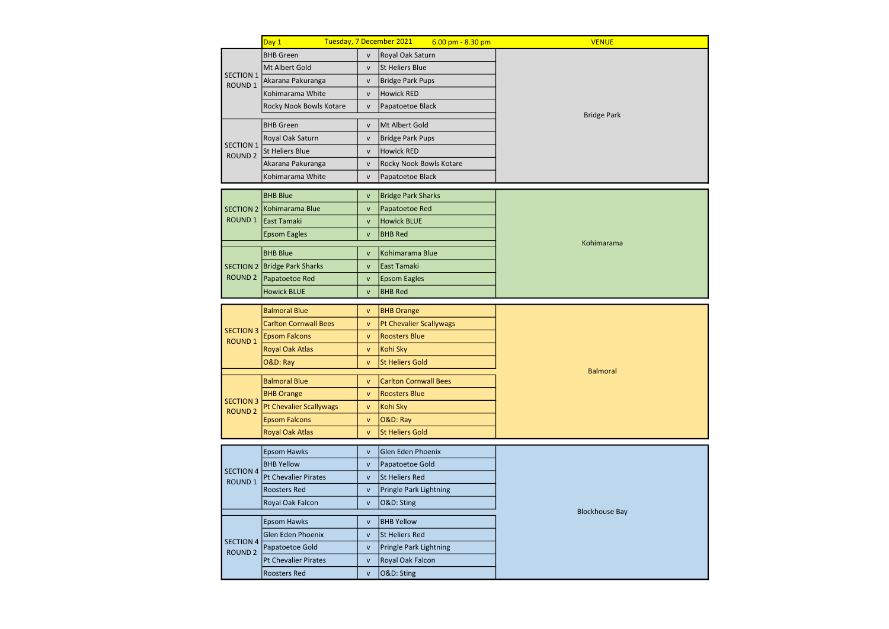| Day 1 | Tuesday, 7 December 2021 | 6.00 pm - 8.30 pm | | VENUE |
|---|---|---|---|---|
| SECTION 1 ROUND 1 | BHB Green | v | Royal Oak Saturn | Bridge Park |
| | Mt Albert Gold | v | St Heliers Blue | |
| | Akarana Pakuranga | v | Bridge Park Pups | |
| | Kohimarama White | v | Howick RED | |
| | Rocky Nook Bowls Kotare | v | Papatoetoe Black | |
| SECTION 1 ROUND 2 | BHB Green | v | Mt Albert Gold | |
| | Royal Oak Saturn | v | Bridge Park Pups | |
| | St Heliers Blue | v | Howick RED | |
| | Akarana Pakuranga | v | Rocky Nook Bowls Kotare | |
| | Kohimarama White | v | Papatoetoe Black | |
| SECTION 2 ROUND 1 | BHB Blue | v | Bridge Park Sharks | Kohimarama |
| | Kohimarama Blue | v | Papatoetoe Red | |
| | East Tamaki | v | Howick BLUE | |
| | Epsom Eagles | v | BHB Red | |
| SECTION 2 ROUND 2 | BHB Blue | v | Kohimarama Blue | |
| | Bridge Park Sharks | v | East Tamaki | |
| | Papatoetoe Red | v | Epsom Eagles | |
| | Howick BLUE | v | BHB Red | |
| SECTION 3 ROUND 1 | Balmoral Blue | v | BHB Orange | Balmoral |
| | Carlton Cornwall Bees | v | Pt Chevalier Scallywags | |
| | Epsom Falcons | v | Roosters Blue | |
| | Royal Oak Atlas | v | Kohi Sky | |
| | O&D: Ray | v | St Heliers Gold | |
| SECTION 3 ROUND 2 | Balmoral Blue | v | Carlton Cornwall Bees | |
| | BHB Orange | v | Roosters Blue | |
| | Pt Chevalier Scallywags | v | Kohi Sky | |
| | Epsom Falcons | v | O&D: Ray | |
| | Royal Oak Atlas | v | St Heliers Gold | |
| SECTION 4 ROUND 1 | Epsom Hawks | v | Glen Eden Phoenix | Blockhouse Bay |
| | BHB Yellow | v | Papatoetoe Gold | |
| | Pt Chevalier Pirates | v | St Heliers Red | |
| | Roosters Red | v | Pringle Park Lightning | |
| | Royal Oak Falcon | v | O&D: Sting | |
| SECTION 4 ROUND 2 | Epsom Hawks | v | BHB Yellow | |
| | Glen Eden Phoenix | v | St Heliers Red | |
| | Papatoetoe Gold | v | Pringle Park Lightning | |
| | Pt Chevalier Pirates | v | Royal Oak Falcon | |
| | Roosters Red | v | O&D: Sting | |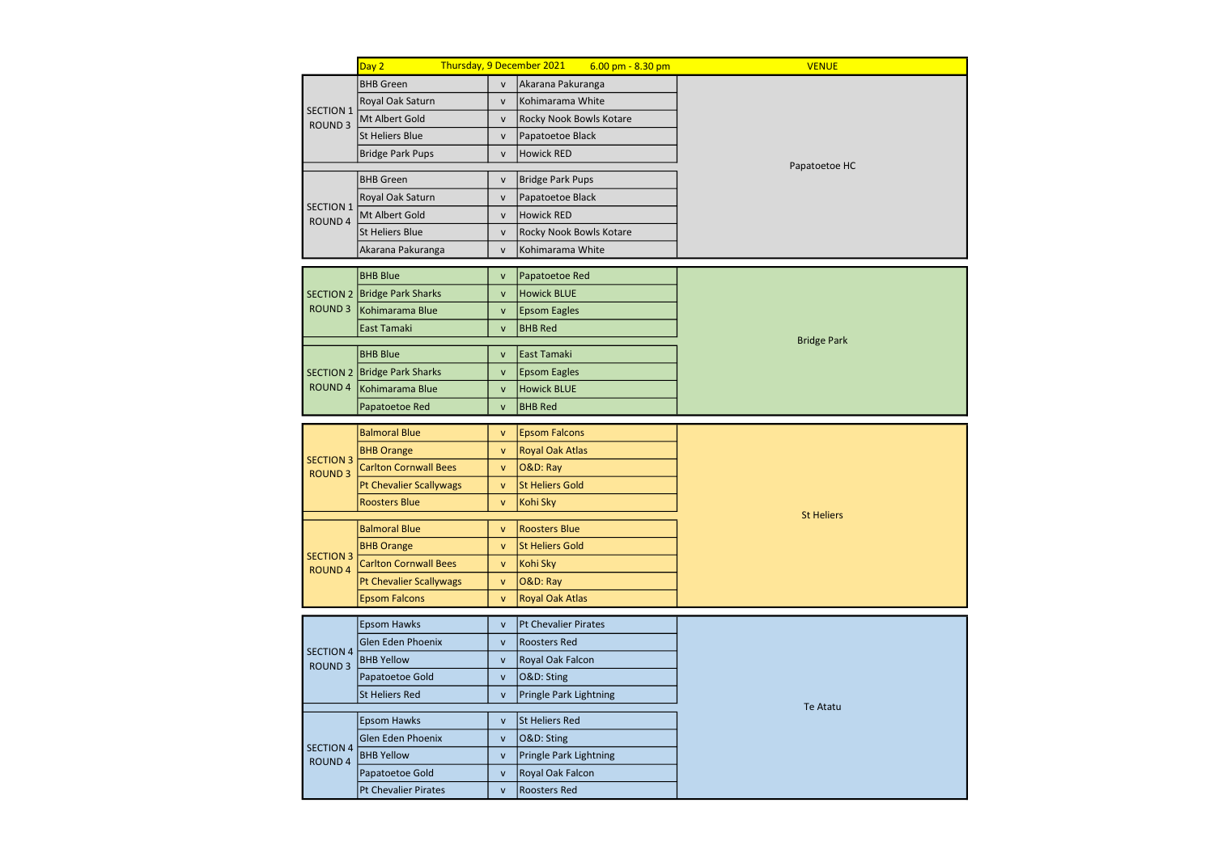| Section / Round | Day 2 | Thursday, 9 December 2021 | 6.00 pm - 8.30 pm | VENUE |
|---|---|---|---|---|
| SECTION 1 ROUND 3 | BHB Green | v | Akarana Pakuranga | Papatoetoe HC |
| | Royal Oak Saturn | v | Kohimarama White | |
| | Mt Albert Gold | v | Rocky Nook Bowls Kotare | |
| | St Heliers Blue | v | Papatoetoe Black | |
| | Bridge Park Pups | v | Howick RED | |
| SECTION 1 ROUND 4 | BHB Green | v | Bridge Park Pups | |
| | Royal Oak Saturn | v | Papatoetoe Black | |
| | Mt Albert Gold | v | Howick RED | |
| | St Heliers Blue | v | Rocky Nook Bowls Kotare | |
| | Akarana Pakuranga | v | Kohimarama White | |
| SECTION 2 ROUND 3 | BHB Blue | v | Papatoetoe Red | Bridge Park |
| | Bridge Park Sharks | v | Howick BLUE | |
| | Kohimarama Blue | v | Epsom Eagles | |
| | East Tamaki | v | BHB Red | |
| SECTION 2 ROUND 4 | BHB Blue | v | East Tamaki | |
| | Bridge Park Sharks | v | Epsom Eagles | |
| | Kohimarama Blue | v | Howick BLUE | |
| | Papatoetoe Red | v | BHB Red | |
| SECTION 3 ROUND 3 | Balmoral Blue | v | Epsom Falcons | St Heliers |
| | BHB Orange | v | Royal Oak Atlas | |
| | Carlton Cornwall Bees | v | O&D: Ray | |
| | Pt Chevalier Scallywags | v | St Heliers Gold | |
| | Roosters Blue | v | Kohi Sky | |
| SECTION 3 ROUND 4 | Balmoral Blue | v | Roosters Blue | |
| | BHB Orange | v | St Heliers Gold | |
| | Carlton Cornwall Bees | v | Kohi Sky | |
| | Pt Chevalier Scallywags | v | O&D: Ray | |
| | Epsom Falcons | v | Royal Oak Atlas | |
| SECTION 4 ROUND 3 | Epsom Hawks | v | Pt Chevalier Pirates | Te Atatu |
| | Glen Eden Phoenix | v | Roosters Red | |
| | BHB Yellow | v | Royal Oak Falcon | |
| | Papatoetoe Gold | v | O&D: Sting | |
| | St Heliers Red | v | Pringle Park Lightning | |
| SECTION 4 ROUND 4 | Epsom Hawks | v | St Heliers Red | |
| | Glen Eden Phoenix | v | O&D: Sting | |
| | BHB Yellow | v | Pringle Park Lightning | |
| | Papatoetoe Gold | v | Royal Oak Falcon | |
| | Pt Chevalier Pirates | v | Roosters Red | |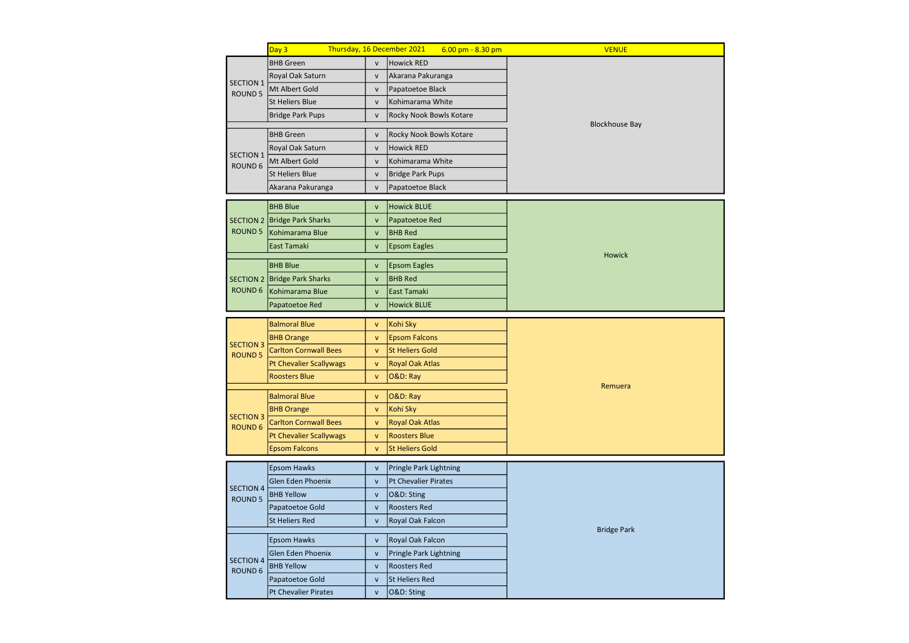| | Day 3 Thursday, 16 December 2021 6.00 pm - 8.30 pm | | | VENUE |
|---|---|---|---|---|
| SECTION 1 ROUND 5 | BHB Green | v | Howick RED | Blockhouse Bay |
| | Royal Oak Saturn | v | Akarana Pakuranga | |
| | Mt Albert Gold | v | Papatoetoe Black | |
| | St Heliers Blue | v | Kohimarama White | |
| | Bridge Park Pups | v | Rocky Nook Bowls Kotare | |
| SECTION 1 ROUND 6 | BHB Green | v | Rocky Nook Bowls Kotare | |
| | Royal Oak Saturn | v | Howick RED | |
| | Mt Albert Gold | v | Kohimarama White | |
| | St Heliers Blue | v | Bridge Park Pups | |
| | Akarana Pakuranga | v | Papatoetoe Black | |
| SECTION 2 ROUND 5 | BHB Blue | v | Howick BLUE | Howick |
| | Bridge Park Sharks | v | Papatoetoe Red | |
| | Kohimarama Blue | v | BHB Red | |
| | East Tamaki | v | Epsom Eagles | |
| SECTION 2 ROUND 6 | BHB Blue | v | Epsom Eagles | |
| | Bridge Park Sharks | v | BHB Red | |
| | Kohimarama Blue | v | East Tamaki | |
| | Papatoetoe Red | v | Howick BLUE | |
| SECTION 3 ROUND 5 | Balmoral Blue | v | Kohi Sky | Remuera |
| | BHB Orange | v | Epsom Falcons | |
| | Carlton Cornwall Bees | v | St Heliers Gold | |
| | Pt Chevalier Scallywags | v | Royal Oak Atlas | |
| | Roosters Blue | v | O&D: Ray | |
| SECTION 3 ROUND 6 | Balmoral Blue | v | O&D: Ray | |
| | BHB Orange | v | Kohi Sky | |
| | Carlton Cornwall Bees | v | Royal Oak Atlas | |
| | Pt Chevalier Scallywags | v | Roosters Blue | |
| | Epsom Falcons | v | St Heliers Gold | |
| SECTION 4 ROUND 5 | Epsom Hawks | v | Pringle Park Lightning | Bridge Park |
| | Glen Eden Phoenix | v | Pt Chevalier Pirates | |
| | BHB Yellow | v | O&D: Sting | |
| | Papatoetoe Gold | v | Roosters Red | |
| | St Heliers Red | v | Royal Oak Falcon | |
| SECTION 4 ROUND 6 | Epsom Hawks | v | Royal Oak Falcon | |
| | Glen Eden Phoenix | v | Pringle Park Lightning | |
| | BHB Yellow | v | Roosters Red | |
| | Papatoetoe Gold | v | St Heliers Red | |
| | Pt Chevalier Pirates | v | O&D: Sting | |